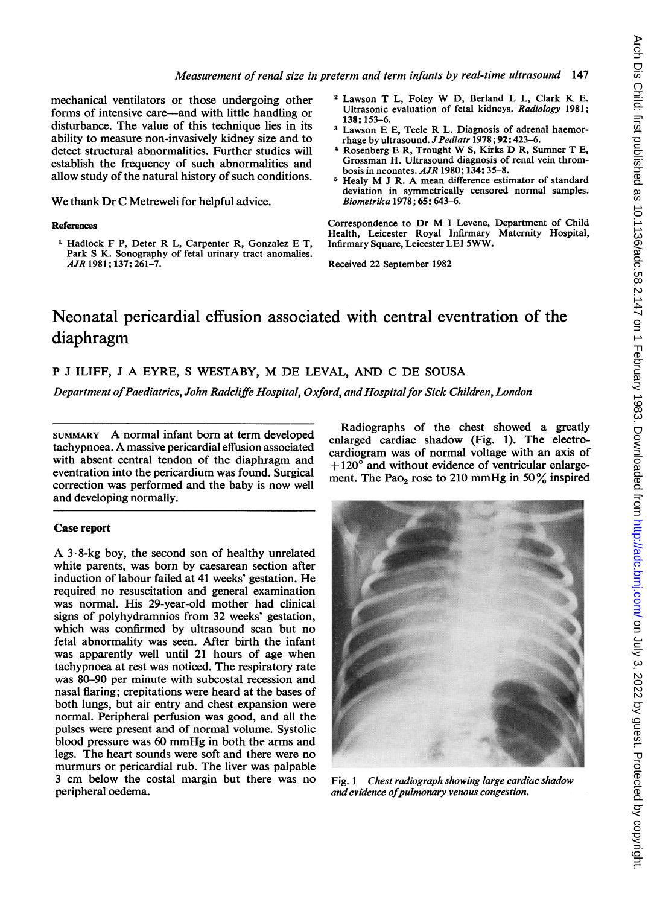mechanical ventilators or those undergoing other forms of intensive care—and with little handling or disturbance. The value of this technique lies in its ability to measure non-invasively kidney size and to detect structural abnormalities. Further studies will establish the frequency of such abnormalities and allow study of the natural history of such conditions.

We thank Dr C Metreweli for helpful advice.

### References

1. Hadlock F P, Deter R L, Carpenter R, Gonzalez E T, Park S K. Sonography of fetal urinary tract anomalies. *AJR* 1981; **137**: 261–7.
2. Lawson T L, Foley W D, Berland L L, Clark K E. Ultrasonic evaluation of fetal kidneys. *Radiology* 1981; **138**: 153–6.
3. Lawson E E, Teele R L. Diagnosis of adrenal haemorrhage by ultrasound. *J Pediatr* 1978; **92**: 423–6.
4. Rosenberg E R, Trought W S, Kirks D R, Sumner T E, Grossman H. Ultrasound diagnosis of renal vein thrombosis in neonates. *AJR* 1980; **134**: 35–8.
5. Healy M J R. A mean difference estimator of standard deviation in symmetrically censored normal samples. *Biometrika* 1978; **65**: 643–6.

Correspondence to Dr M I Levene, Department of Child Health, Leicester Royal Infirmary Maternity Hospital, Infirmary Square, Leicester LE1 5WW.

Received 22 September 1982

# Neonatal pericardial effusion associated with central eventration of the diaphragm

P J ILIFF, J A EYRE, S WESTABY, M DE LEVAL, AND C DE SOUSA

*Department of Paediatrics, John Radcliffe Hospital, Oxford, and Hospital for Sick Children, London*

SUMMARY A normal infant born at term developed tachypnoea. A massive pericardial effusion associated with absent central tendon of the diaphragm and eventration into the pericardium was found. Surgical correction was performed and the baby is now well and developing normally.

## Case report

A 3·8-kg boy, the second son of healthy unrelated white parents, was born by caesarean section after induction of labour failed at 41 weeks' gestation. He required no resuscitation and general examination was normal. His 29-year-old mother had clinical signs of polyhydramnios from 32 weeks' gestation, which was confirmed by ultrasound scan but no fetal abnormality was seen. After birth the infant was apparently well until 21 hours of age when tachypnoea at rest was noticed. The respiratory rate was 80–90 per minute with subcostal recession and nasal flaring; crepitations were heard at the bases of both lungs, but air entry and chest expansion were normal. Peripheral perfusion was good, and all the pulses were present and of normal volume. Systolic blood pressure was 60 mmHg in both the arms and legs. The heart sounds were soft and there were no murmurs or pericardial rub. The liver was palpable 3 cm below the costal margin but there was no peripheral oedema.

Radiographs of the chest showed a greatly enlarged cardiac shadow (Fig. 1). The electrocardiogram was of normal voltage with an axis of +120° and without evidence of ventricular enlargement. The $Pa_{O_2}$ rose to 210 mmHg in 50% inspired

Fig. 1 *Chest radiograph showing large cardiac shadow and evidence of pulmonary venous congestion.*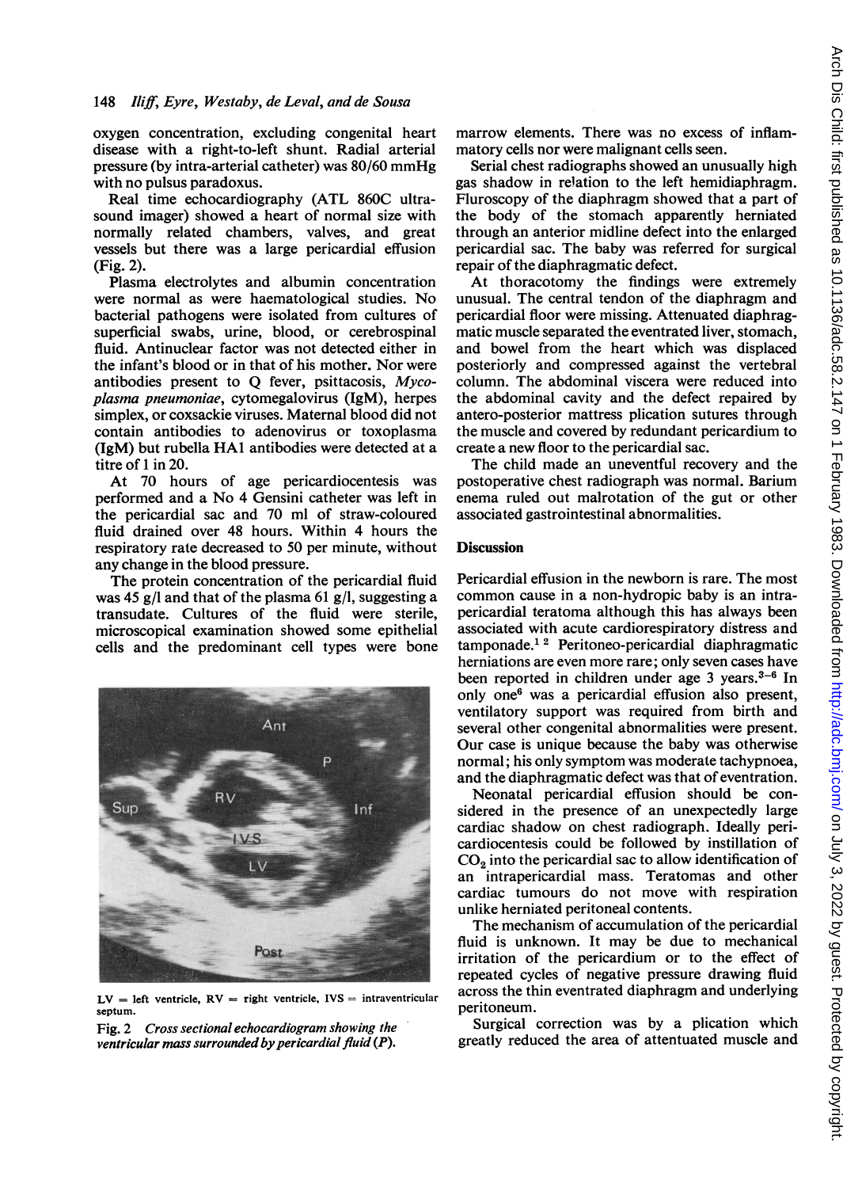oxygen concentration, excluding congenital heart disease with a right-to-left shunt. Radial arterial pressure (by intra-arterial catheter) was 80/60 mmHg with no pulsus paradoxus.

Real time echocardiography (ATL 860C ultrasound imager) showed a heart of normal size with normally related chambers, valves, and great vessels but there was a large pericardial effusion (Fig. 2).

Plasma electrolytes and albumin concentration were normal as were haematological studies. No bacterial pathogens were isolated from cultures of superficial swabs, urine, blood, or cerebrospinal fluid. Antinuclear factor was not detected either in the infant's blood or in that of his mother. Nor were antibodies present to Q fever, psittacosis, *Mycoplasma pneumoniae*, cytomegalovirus (IgM), herpes simplex, or coxsackie viruses. Maternal blood did not contain antibodies to adenovirus or toxoplasma (IgM) but rubella HA1 antibodies were detected at a titre of 1 in 20.

At 70 hours of age pericardiocentesis was performed and a No 4 Gensini catheter was left in the pericardial sac and 70 ml of straw-coloured fluid drained over 48 hours. Within 4 hours the respiratory rate decreased to 50 per minute, without any change in the blood pressure.

The protein concentration of the pericardial fluid was 45 g/l and that of the plasma 61 g/l, suggesting a transudate. Cultures of the fluid were sterile, microscopical examination showed some epithelial cells and the predominant cell types were bone marrow elements. There was no excess of inflammatory cells nor were malignant cells seen.

LV = left ventricle, RV = right ventricle, IVS = intraventricular septum.

Fig. 2 *Cross sectional echocardiogram showing the ventricular mass surrounded by pericardial fluid (P).*

Serial chest radiographs showed an unusually high gas shadow in relation to the left hemidiaphragm. Fluroscopy of the diaphragm showed that a part of the body of the stomach apparently herniated through an anterior midline defect into the enlarged pericardial sac. The baby was referred for surgical repair of the diaphragmatic defect.

At thoracotomy the findings were extremely unusual. The central tendon of the diaphragm and pericardial floor were missing. Attenuated diaphragmatic muscle separated the eventrated liver, stomach, and bowel from the heart which was displaced posteriorly and compressed against the vertebral column. The abdominal viscera were reduced into the abdominal cavity and the defect repaired by antero-posterior mattress plication sutures through the muscle and covered by redundant pericardium to create a new floor to the pericardial sac.

The child made an uneventful recovery and the postoperative chest radiograph was normal. Barium enema ruled out malrotation of the gut or other associated gastrointestinal abnormalities.

## Discussion

Pericardial effusion in the newborn is rare. The most common cause in a non-hydropic baby is an intrapericardial teratoma although this has always been associated with acute cardiorespiratory distress and tamponade.[1 2] Peritoneo-pericardial diaphragmatic herniations are even more rare; only seven cases have been reported in children under age 3 years.[3–6] In only one[6] was a pericardial effusion also present, ventilatory support was required from birth and several other congenital abnormalities were present. Our case is unique because the baby was otherwise normal; his only symptom was moderate tachypnoea, and the diaphragmatic defect was that of eventration.

Neonatal pericardial effusion should be considered in the presence of an unexpectedly large cardiac shadow on chest radiograph. Ideally pericardiocentesis could be followed by instillation of $CO_2$ into the pericardial sac to allow identification of an intrapericardial mass. Teratomas and other cardiac tumours do not move with respiration unlike herniated peritoneal contents.

The mechanism of accumulation of the pericardial fluid is unknown. It may be due to mechanical irritation of the pericardium or to the effect of repeated cycles of negative pressure drawing fluid across the thin eventrated diaphragm and underlying peritoneum.

Surgical correction was by a plication which greatly reduced the area of attentuated muscle and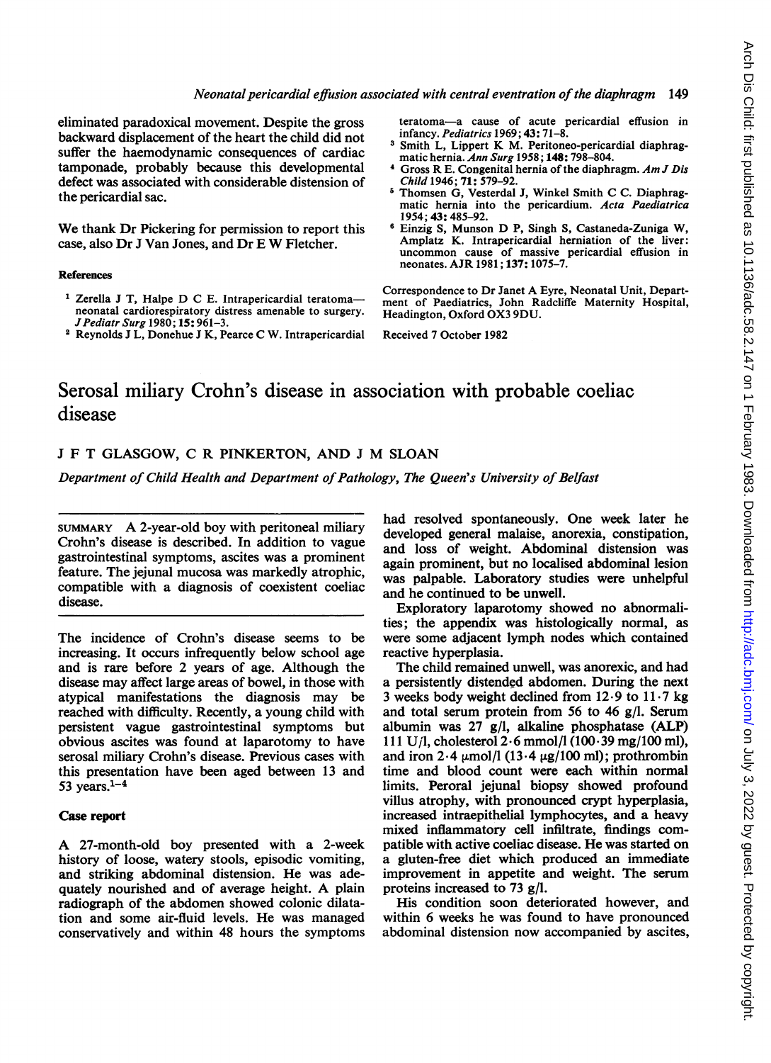eliminated paradoxical movement. Despite the gross backward displacement of the heart the child did not suffer the haemodynamic consequences of cardiac tamponade, probably because this developmental defect was associated with considerable distension of the pericardial sac.

We thank Dr Pickering for permission to report this case, also Dr J Van Jones, and Dr E W Fletcher.

#### References

1. Zerella J T, Halpe D C E. Intrapericardial teratoma—neonatal cardiorespiratory distress amenable to surgery. *J Pediatr Surg* 1980; **15:** 961–3.
2. Reynolds J L, Donehue J K, Pearce C W. Intrapericardial teratoma—a cause of acute pericardial effusion in infancy. *Pediatrics* 1969; **43:** 71–8.
3. Smith L, Lippert K M. Peritoneo-pericardial diaphragmatic hernia. *Ann Surg* 1958; **148:** 798–804.
4. Gross R E. Congenital hernia of the diaphragm. *Am J Dis Child* 1946; **71:** 579–92.
5. Thomsen G, Vesterdal J, Winkel Smith C C. Diaphragmatic hernia into the pericardium. *Acta Paediatrica* 1954; **43:** 485–92.
6. Einzig S, Munson D P, Singh S, Castaneda-Zuniga W, Amplatz K. Intrapericardial herniation of the liver: uncommon cause of massive pericardial effusion in neonates. AJR 1981; **137:** 1075–7.

Correspondence to Dr Janet A Eyre, Neonatal Unit, Department of Paediatrics, John Radcliffe Maternity Hospital, Headington, Oxford OX3 9DU.

Received 7 October 1982

# Serosal miliary Crohn's disease in association with probable coeliac disease

J F T GLASGOW, C R PINKERTON, AND J M SLOAN

*Department of Child Health and Department of Pathology, The Queen's University of Belfast*

SUMMARY A 2-year-old boy with peritoneal miliary Crohn's disease is described. In addition to vague gastrointestinal symptoms, ascites was a prominent feature. The jejunal mucosa was markedly atrophic, compatible with a diagnosis of coexistent coeliac disease.

The incidence of Crohn's disease seems to be increasing. It occurs infrequently below school age and is rare before 2 years of age. Although the disease may affect large areas of bowel, in those with atypical manifestations the diagnosis may be reached with difficulty. Recently, a young child with persistent vague gastrointestinal symptoms but obvious ascites was found at laparotomy to have serosal miliary Crohn's disease. Previous cases with this presentation have been aged between 13 and 53 years.[1–4]

## Case report

A 27-month-old boy presented with a 2-week history of loose, watery stools, episodic vomiting, and striking abdominal distension. He was adequately nourished and of average height. A plain radiograph of the abdomen showed colonic dilatation and some air-fluid levels. He was managed conservatively and within 48 hours the symptoms had resolved spontaneously. One week later he developed general malaise, anorexia, constipation, and loss of weight. Abdominal distension was again prominent, but no localised abdominal lesion was palpable. Laboratory studies were unhelpful and he continued to be unwell.

Exploratory laparotomy showed no abnormalities; the appendix was histologically normal, as were some adjacent lymph nodes which contained reactive hyperplasia.

The child remained unwell, was anorexic, and had a persistently distended abdomen. During the next 3 weeks body weight declined from 12·9 to 11·7 kg and total serum protein from 56 to 46 g/l. Serum albumin was 27 g/l, alkaline phosphatase (ALP) 111 U/l, cholesterol 2·6 mmol/l (100·39 mg/100 ml), and iron 2·4 μmol/l (13·4 μg/100 ml); prothrombin time and blood count were each within normal limits. Peroral jejunal biopsy showed profound villus atrophy, with pronounced crypt hyperplasia, increased intraepithelial lymphocytes, and a heavy mixed inflammatory cell infiltrate, findings compatible with active coeliac disease. He was started on a gluten-free diet which produced an immediate improvement in appetite and weight. The serum proteins increased to 73 g/l.

His condition soon deteriorated however, and within 6 weeks he was found to have pronounced abdominal distension now accompanied by ascites,